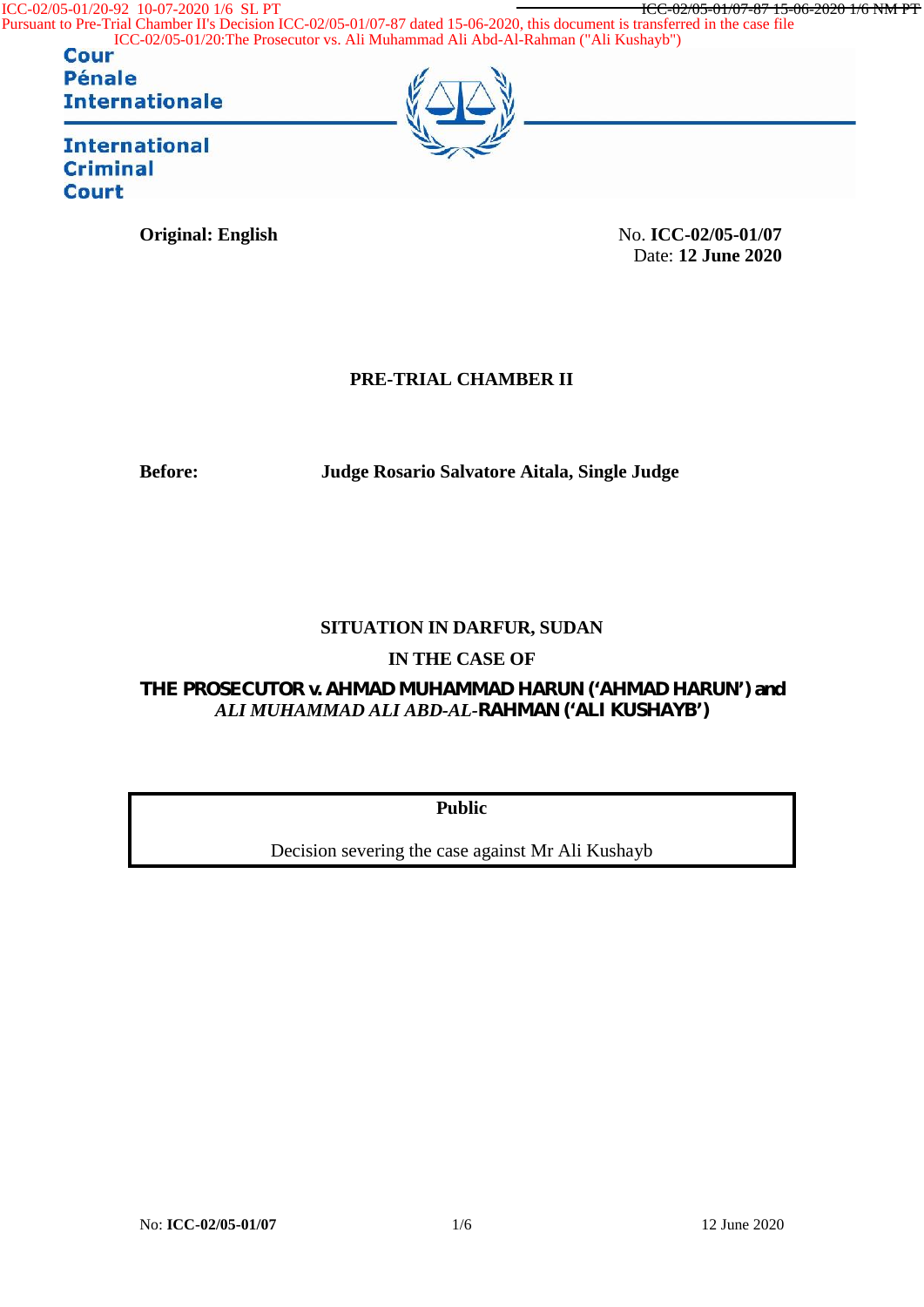ICC-02/05-01/20-92 10-07-2020 1/6 SL PT

Pursuant to Pre-Trial Chamber II's Decision ICC-02/05-01/07-87 dated 15-06-2020, this document is transferred in the case file ICC-02/05-01/20:The Prosecutor vs. Ali Muhammad Ali Abd-Al-Rahman ("Ali Kushayb")

Cour Pénale Internationale

International Criminal Court

**Original: English**

No. **ICC-02/05-01/07**
Date: **12 June 2020**

**PRE-TRIAL CHAMBER II**

**Before:** **Judge Rosario Salvatore Aitala, Single Judge**

**SITUATION IN DARFUR, SUDAN**

**IN THE CASE OF**

**THE PROSECUTOR v. AHMAD MUHAMMAD HARUN ('AHMAD HARUN') and *ALI MUHAMMAD ALI ABD-AL-*RAHMAN ('ALI KUSHAYB')**

**Public**

Decision severing the case against Mr Ali Kushayb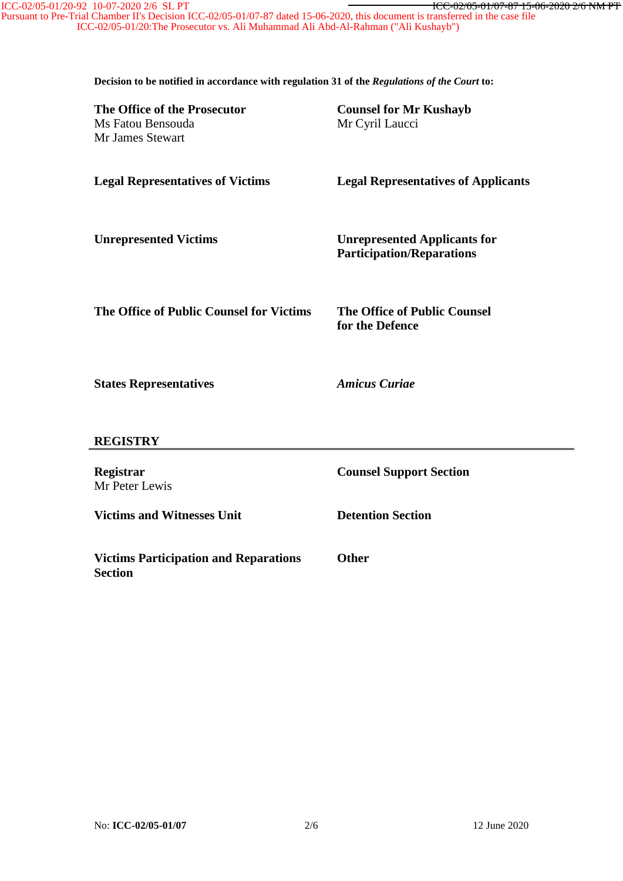**Decision to be notified in accordance with regulation 31 of the *Regulations of the Court* to:**

**The Office of the Prosecutor**
Ms Fatou Bensouda
Mr James Stewart

**Counsel for Mr Kushayb**
Mr Cyril Laucci

**Legal Representatives of Victims**

**Legal Representatives of Applicants**

**Unrepresented Victims**

**Unrepresented Applicants for Participation/Reparations**

**The Office of Public Counsel for Victims**

**The Office of Public Counsel for the Defence**

**States Representatives**

***Amicus Curiae***

## REGISTRY

**Registrar**
Mr Peter Lewis

**Counsel Support Section**

**Victims and Witnesses Unit**

**Detention Section**

**Victims Participation and Reparations Section**

**Other**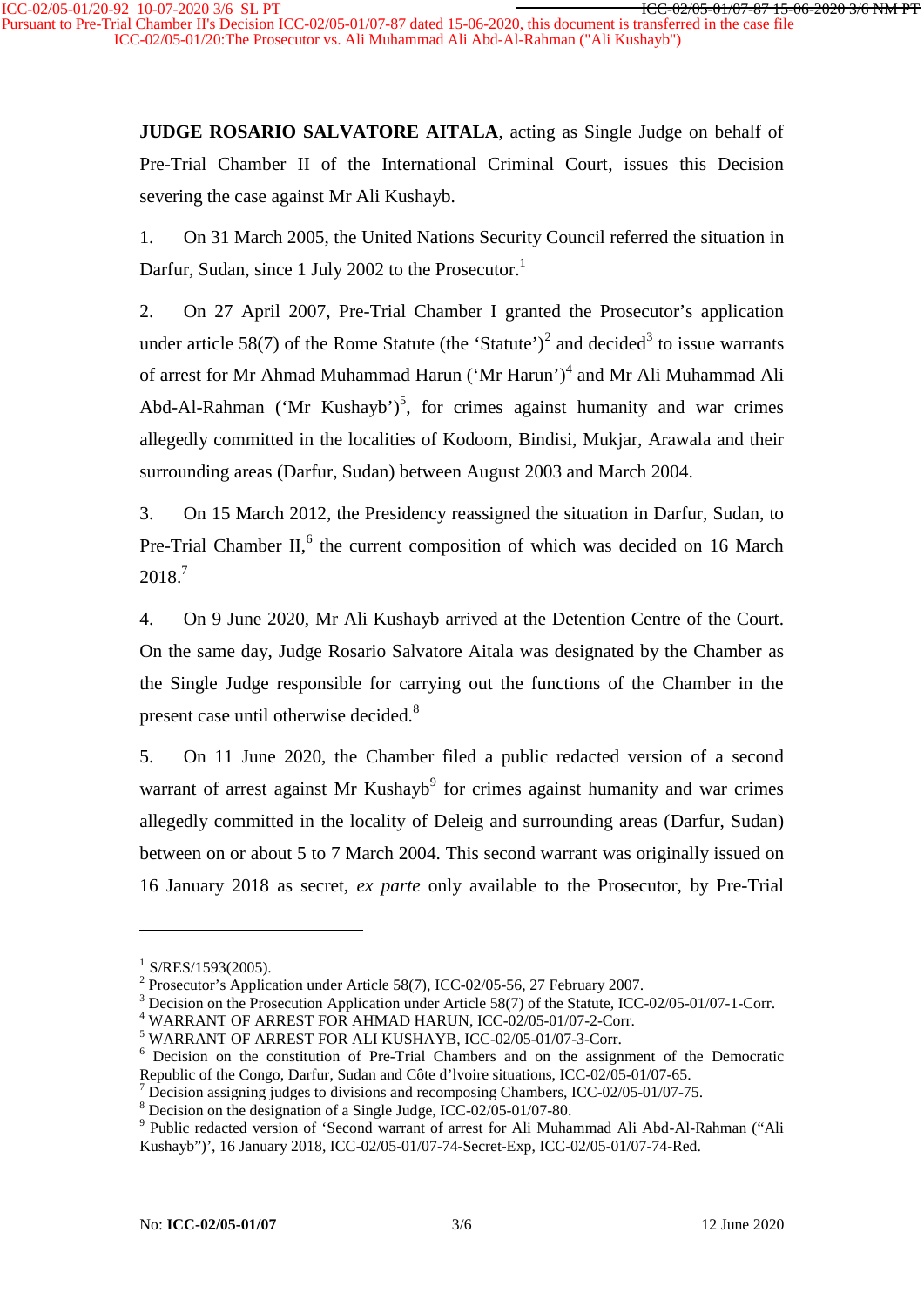**JUDGE ROSARIO SALVATORE AITALA**, acting as Single Judge on behalf of Pre-Trial Chamber II of the International Criminal Court, issues this Decision severing the case against Mr Ali Kushayb.

1. On 31 March 2005, the United Nations Security Council referred the situation in Darfur, Sudan, since 1 July 2002 to the Prosecutor.[1]

2. On 27 April 2007, Pre-Trial Chamber I granted the Prosecutor's application under article 58(7) of the Rome Statute (the 'Statute')[2] and decided[3] to issue warrants of arrest for Mr Ahmad Muhammad Harun ('Mr Harun')[4] and Mr Ali Muhammad Ali Abd-Al-Rahman ('Mr Kushayb')[5], for crimes against humanity and war crimes allegedly committed in the localities of Kodoom, Bindisi, Mukjar, Arawala and their surrounding areas (Darfur, Sudan) between August 2003 and March 2004.

3. On 15 March 2012, the Presidency reassigned the situation in Darfur, Sudan, to Pre-Trial Chamber II,[6] the current composition of which was decided on 16 March 2018.[7]

4. On 9 June 2020, Mr Ali Kushayb arrived at the Detention Centre of the Court. On the same day, Judge Rosario Salvatore Aitala was designated by the Chamber as the Single Judge responsible for carrying out the functions of the Chamber in the present case until otherwise decided.[8]

5. On 11 June 2020, the Chamber filed a public redacted version of a second warrant of arrest against Mr Kushayb[9] for crimes against humanity and war crimes allegedly committed in the locality of Deleig and surrounding areas (Darfur, Sudan) between on or about 5 to 7 March 2004. This second warrant was originally issued on 16 January 2018 as secret, *ex parte* only available to the Prosecutor, by Pre-Trial

---

[1] S/RES/1593(2005).
[2] Prosecutor's Application under Article 58(7), ICC-02/05-56, 27 February 2007.
[3] Decision on the Prosecution Application under Article 58(7) of the Statute, ICC-02/05-01/07-1-Corr.
[4] WARRANT OF ARREST FOR AHMAD HARUN, ICC-02/05-01/07-2-Corr.
[5] WARRANT OF ARREST FOR ALI KUSHAYB, ICC-02/05-01/07-3-Corr.
[6] Decision on the constitution of Pre-Trial Chambers and on the assignment of the Democratic Republic of the Congo, Darfur, Sudan and Côte d'Ivoire situations, ICC-02/05-01/07-65.
[7] Decision assigning judges to divisions and recomposing Chambers, ICC-02/05-01/07-75.
[8] Decision on the designation of a Single Judge, ICC-02/05-01/07-80.
[9] Public redacted version of 'Second warrant of arrest for Ali Muhammad Ali Abd-Al-Rahman ("Ali Kushayb")', 16 January 2018, ICC-02/05-01/07-74-Secret-Exp, ICC-02/05-01/07-74-Red.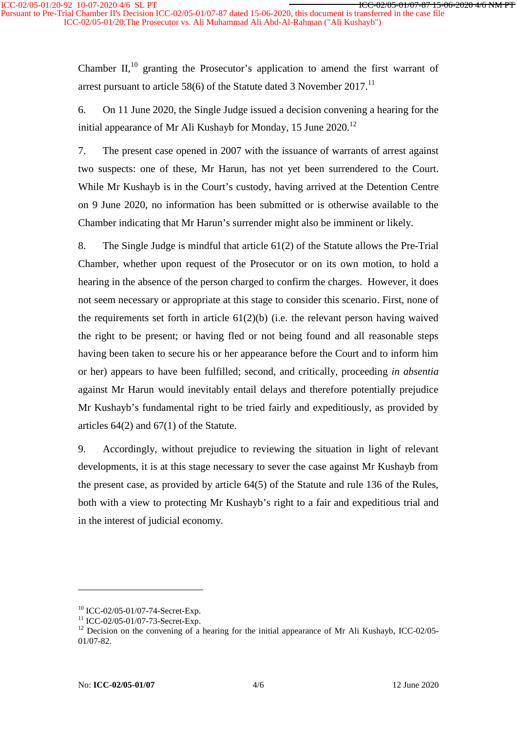Chamber II,[10] granting the Prosecutor's application to amend the first warrant of arrest pursuant to article 58(6) of the Statute dated 3 November 2017.[11]

6. On 11 June 2020, the Single Judge issued a decision convening a hearing for the initial appearance of Mr Ali Kushayb for Monday, 15 June 2020.[12]

7. The present case opened in 2007 with the issuance of warrants of arrest against two suspects: one of these, Mr Harun, has not yet been surrendered to the Court. While Mr Kushayb is in the Court's custody, having arrived at the Detention Centre on 9 June 2020, no information has been submitted or is otherwise available to the Chamber indicating that Mr Harun's surrender might also be imminent or likely.

8. The Single Judge is mindful that article 61(2) of the Statute allows the Pre-Trial Chamber, whether upon request of the Prosecutor or on its own motion, to hold a hearing in the absence of the person charged to confirm the charges. However, it does not seem necessary or appropriate at this stage to consider this scenario. First, none of the requirements set forth in article 61(2)(b) (i.e. the relevant person having waived the right to be present; or having fled or not being found and all reasonable steps having been taken to secure his or her appearance before the Court and to inform him or her) appears to have been fulfilled; second, and critically, proceeding *in absentia* against Mr Harun would inevitably entail delays and therefore potentially prejudice Mr Kushayb's fundamental right to be tried fairly and expeditiously, as provided by articles 64(2) and 67(1) of the Statute.

9. Accordingly, without prejudice to reviewing the situation in light of relevant developments, it is at this stage necessary to sever the case against Mr Kushayb from the present case, as provided by article 64(5) of the Statute and rule 136 of the Rules, both with a view to protecting Mr Kushayb's right to a fair and expeditious trial and in the interest of judicial economy.

---

[10] ICC-02/05-01/07-74-Secret-Exp.

[11] ICC-02/05-01/07-73-Secret-Exp.

[12] Decision on the convening of a hearing for the initial appearance of Mr Ali Kushayb, ICC-02/05-01/07-82.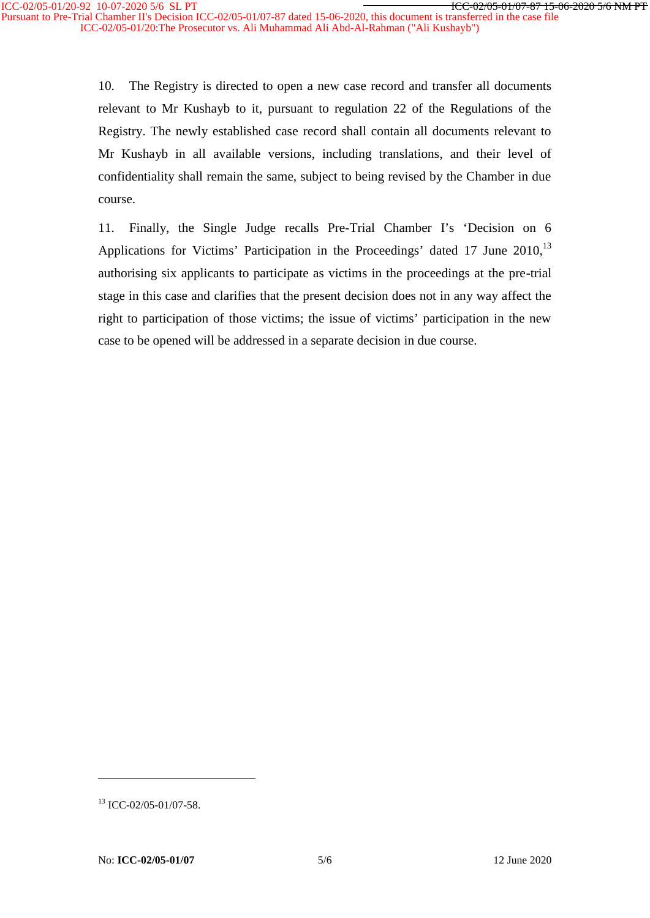10. The Registry is directed to open a new case record and transfer all documents relevant to Mr Kushayb to it, pursuant to regulation 22 of the Regulations of the Registry. The newly established case record shall contain all documents relevant to Mr Kushayb in all available versions, including translations, and their level of confidentiality shall remain the same, subject to being revised by the Chamber in due course.

11. Finally, the Single Judge recalls Pre-Trial Chamber I's 'Decision on 6 Applications for Victims' Participation in the Proceedings' dated 17 June 2010,[13] authorising six applicants to participate as victims in the proceedings at the pre-trial stage in this case and clarifies that the present decision does not in any way affect the right to participation of those victims; the issue of victims' participation in the new case to be opened will be addressed in a separate decision in due course.

[13] ICC-02/05-01/07-58.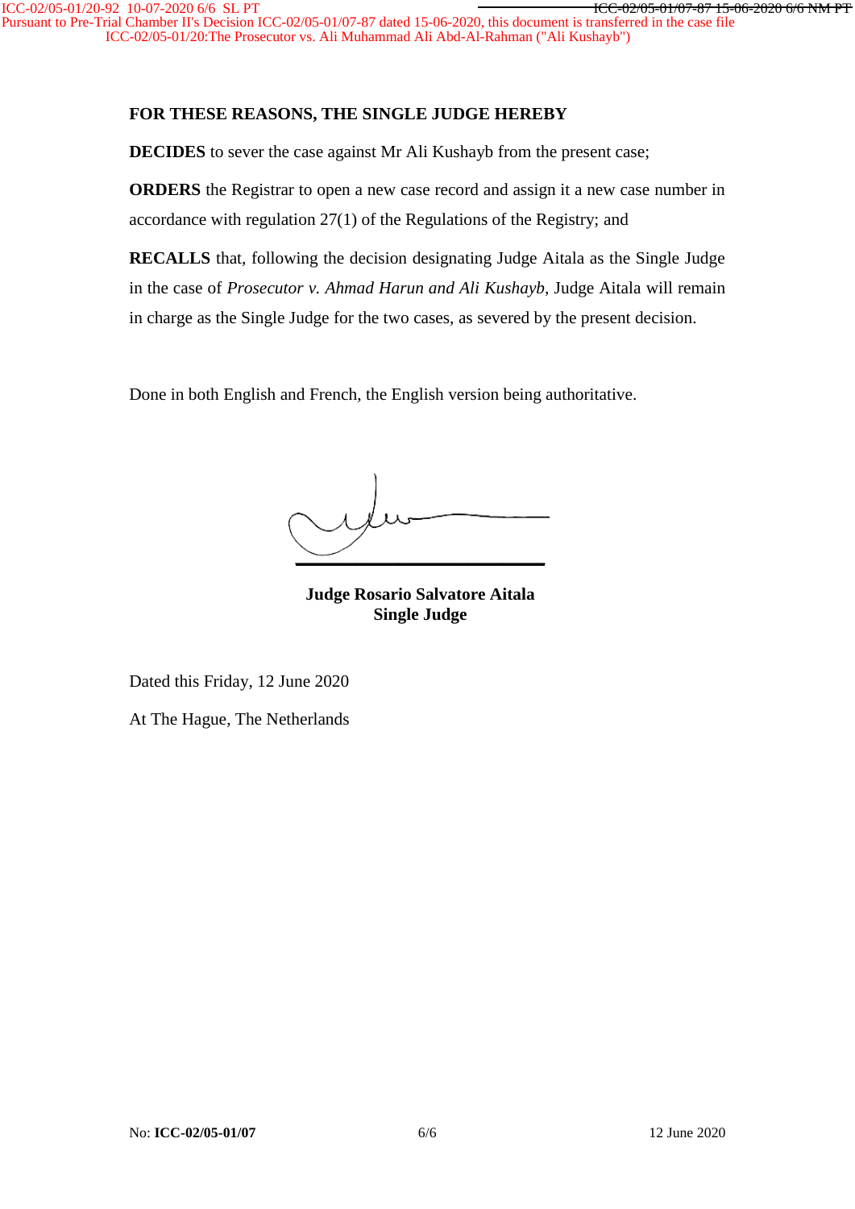**FOR THESE REASONS, THE SINGLE JUDGE HEREBY**

**DECIDES** to sever the case against Mr Ali Kushayb from the present case;

**ORDERS** the Registrar to open a new case record and assign it a new case number in accordance with regulation 27(1) of the Regulations of the Registry; and

**RECALLS** that, following the decision designating Judge Aitala as the Single Judge in the case of *Prosecutor v. Ahmad Harun and Ali Kushayb*, Judge Aitala will remain in charge as the Single Judge for the two cases, as severed by the present decision.

Done in both English and French, the English version being authoritative.

**Judge Rosario Salvatore Aitala**
**Single Judge**

Dated this Friday, 12 June 2020

At The Hague, The Netherlands